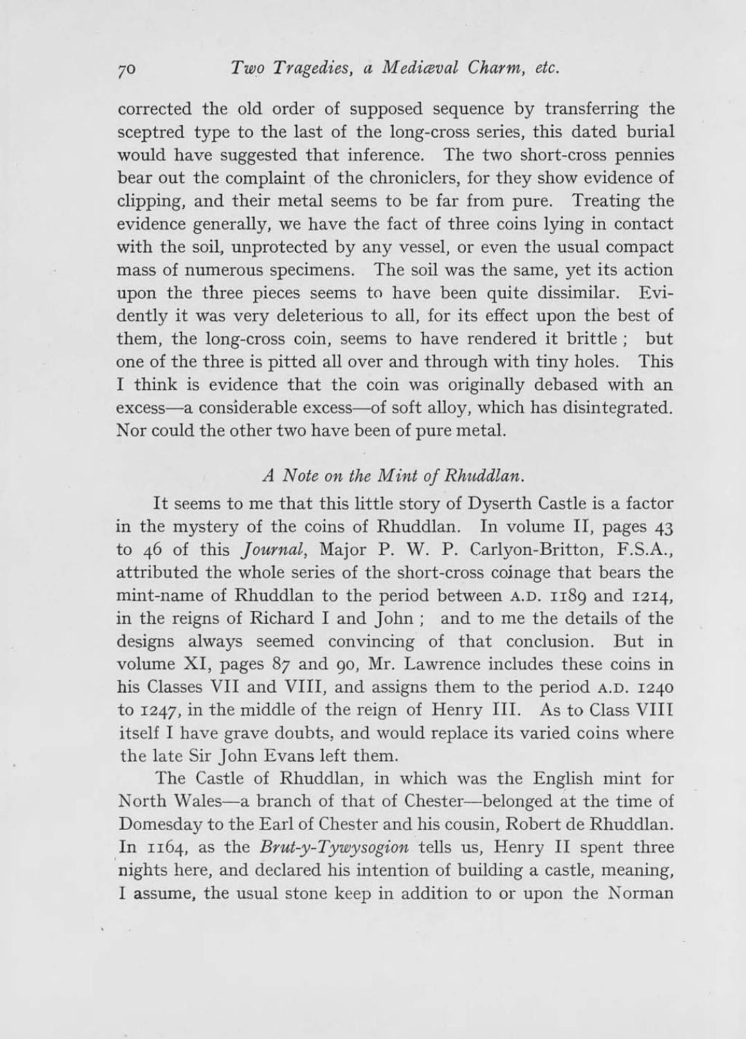corrected the old order of supposed sequence by transferring the sceptred type to the last of the long-cross series, this dated burial would have suggested that inference. The two short-cross pennies bear out the complaint of the chroniclers, for they show evidence of clipping, and their metal seems to be far from pure. Treating the evidence generally, we have the fact of three coins lying in contact with the soil, unprotected by any vessel, or even the usual compact mass of numerous specimens. The soil was the same, yet its action upon the three pieces seems to have been quite dissimilar. Evidently it was very deleterious to all, for its effect upon the best of them, the long-cross coin, seems to have rendered it brittle ; but one of the three is pitted all over and through with tiny holes. This I think is evidence that the coin was originally debased with an excess—a considerable excess—of soft alloy, which has disintegrated. Nor could the other two have been of pure metal.

### *A Note on the Mint of Rhuddlan.*

It seems to me that this little story of Dyserth Castle is a factor in the mystery of the coins of Rhuddlan. In volume II, pages 43 to 46 of this *Journal*, Major P. W. P. Carlyon-Britton, F.S.A., attributed the whole series of the short-cross coinage that bears the mint-name of Rhuddlan to the period between A.D. 1189 and 1214, in the reigns of Richard I and John ; and to me the details of the designs always seemed convincing of that conclusion. But in volume XI, pages 87 and 90, Mr. Lawrence includes these coins in his Classes VII and VIII, and assigns them to the period A.D. 1240 to 1247, in the middle of the reign of Henry III. As to Class VIII itself I have grave doubts, and would replace its varied coins where the late Sir John Evans left them.

The Castle of Rhuddlan, in which was the English mint for North Wales—a branch of that of Chester—belonged at the time of Domesday to the Earl of Chester and his cousin, Robert de Rhuddlan. In 1164, as the *Brut-y-Tywysogion* tells us, Henry II spent three nights here, and declared his intention of building a castle, meaning, I assume, the usual stone keep in addition to or upon the Norman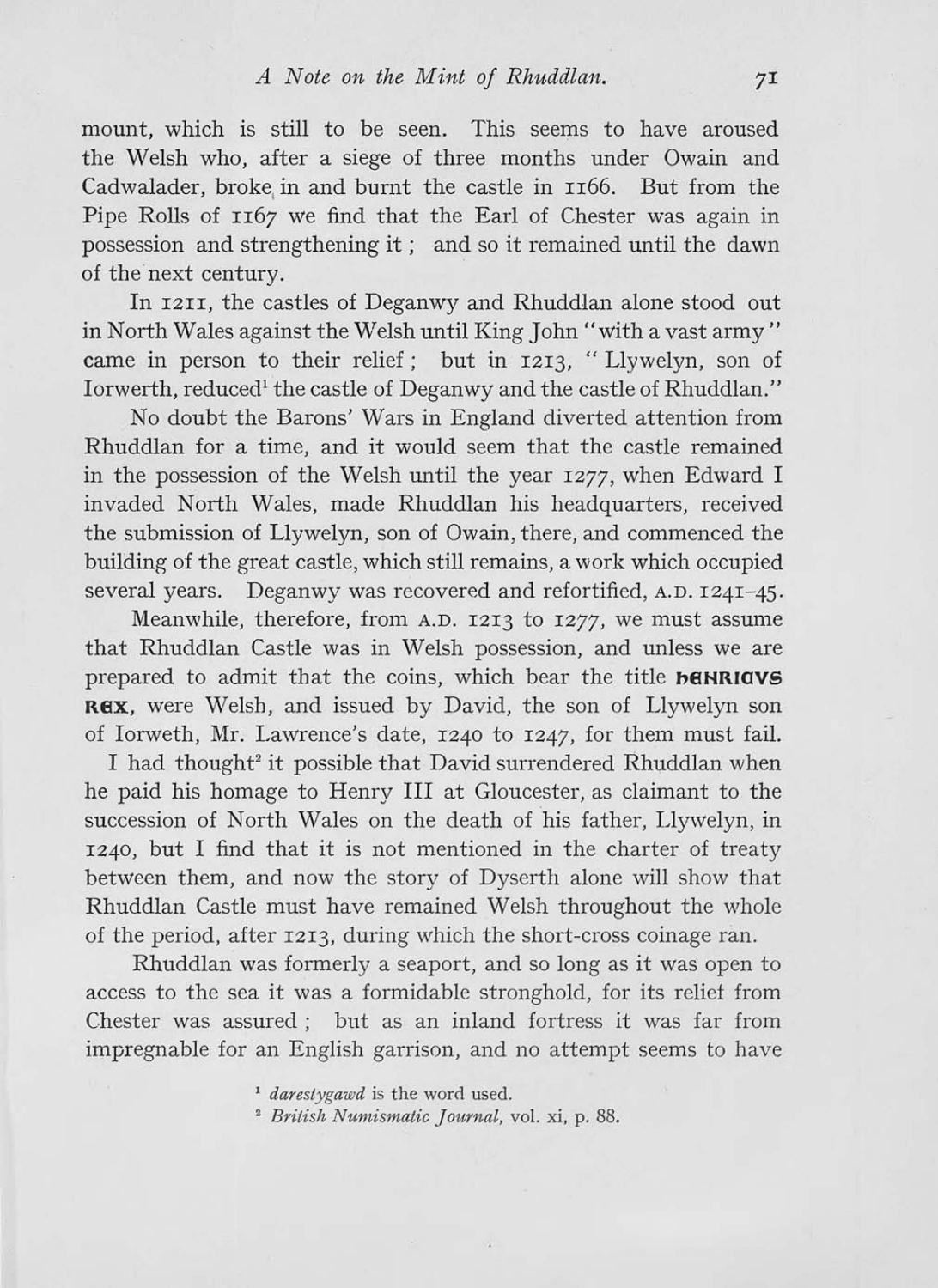mount, which is still to be seen. This seems to have aroused the Welsh who, after a siege of three months under Owain and Cadwalader, broke in and burnt the castle in 1166. But from the Pipe Rolls of 1167 we find that the Earl of Chester was again in possession and strengthening it; and so it remained until the dawn of the next century.

In 1211, the castles of Deganwy and Rhuddlan alone stood out in North Wales against the Welsh until King John "with a vast army" came in person to their relief; but in 1213, "Llywelyn, son of Iorwerth, reduced[1] the castle of Deganwy and the castle of Rhuddlan."

No doubt the Barons' Wars in England diverted attention from Rhuddlan for a time, and it would seem that the castle remained in the possession of the Welsh until the year 1277, when Edward I invaded North Wales, made Rhuddlan his headquarters, received the submission of Llywelyn, son of Owain, there, commenced the building of the great castle, which still remains, a work which occupied several years. Deganwy was recovered and refortified, A.D. 1241–45.

Meanwhile, therefore, from A.D. 1213 to 1277, we must assume that Rhuddlan Castle was in Welsh possession, and unless we are prepared to admit that the coins, which bear the title **hENRICVS REX**, were Welsh, and issued by David, the son of Llywelyn son of Iorweth, Mr. Lawrence's date, 1240 to 1247, for them must fail.

I had thought[2] it possible that David surrendered Rhuddlan when he paid his homage to Henry III at Gloucester, as claimant to the succession of North Wales on the death of his father, Llywelyn, in 1240, but I find that it is not mentioned in the charter of treaty between them, and now the story of Dyserth alone will show that Rhuddlan Castle must have remained Welsh throughout the whole of the period, after 1213, during which the short-cross coinage ran.

Rhuddlan was formerly a seaport, and so long as it was open to access to the sea it was a formidable stronghold, for its relief from Chester was assured; but as an inland fortress it was far from impregnable for an English garrison, and no attempt seems to have

[1] *darestygawd* is the word used.

[2] *British Numismatic Journal*, vol. xi, p. 88.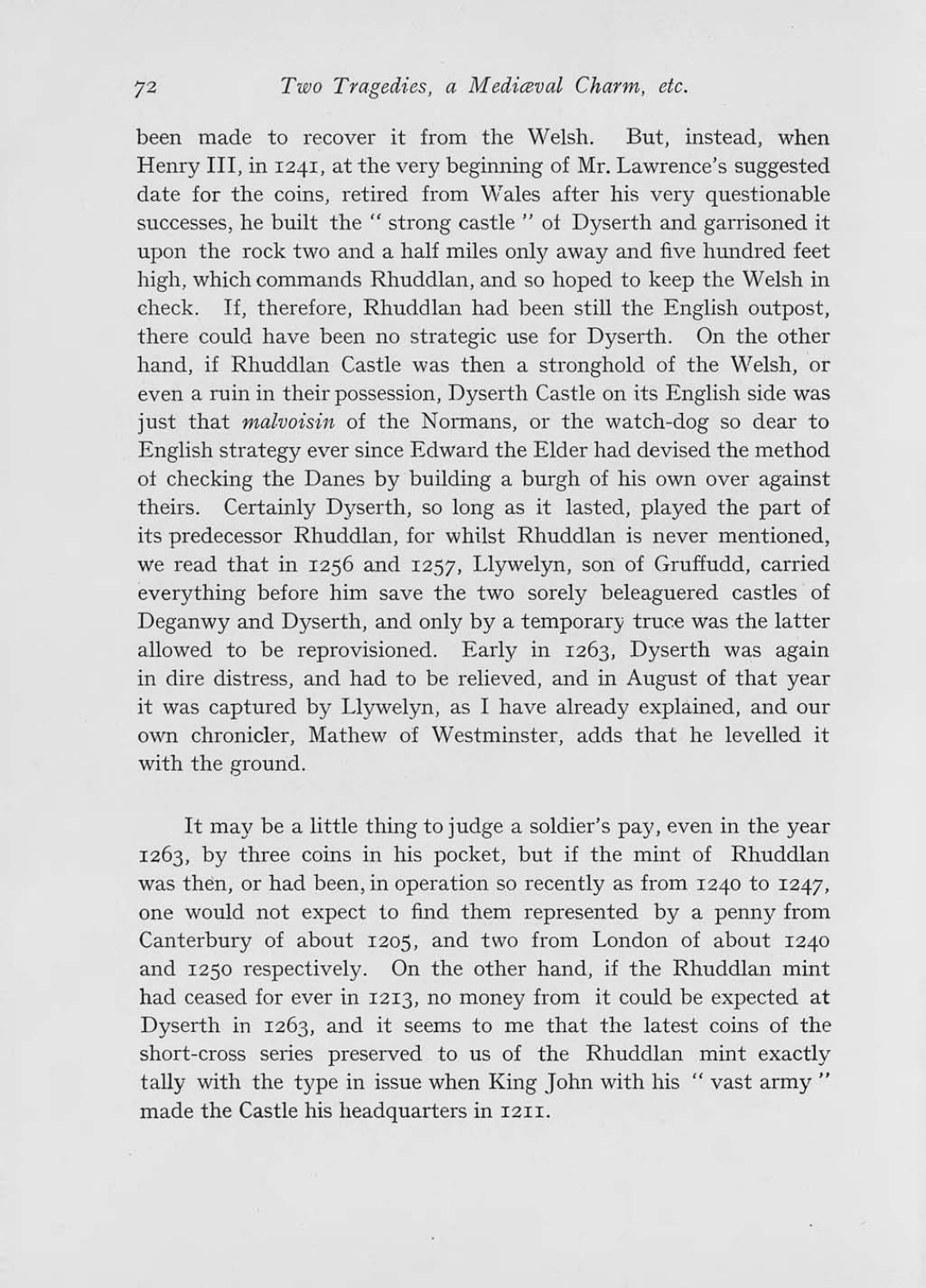been made to recover it from the Welsh. But, instead, when Henry III, in 1241, at the very beginning of Mr. Lawrence's suggested date for the coins, retired from Wales after his very questionable successes, he built the " strong castle " of Dyserth and garrisoned it upon the rock two and a half miles only away and five hundred feet high, which commands Rhuddlan, and so hoped to keep the Welsh in check. If, therefore, Rhuddlan had been still the English outpost, there could have been no strategic use for Dyserth. On the other hand, if Rhuddlan Castle was then a stronghold of the Welsh, or even a ruin in their possession, Dyserth Castle on its English side was just that *malvoisin* of the Normans, or the watch-dog so dear to English strategy ever since Edward the Elder had devised the method of checking the Danes by building a burgh of his own over against theirs. Certainly Dyserth, so long as it lasted, played the part of its predecessor Rhuddlan, for whilst Rhuddlan is never mentioned, we read that in 1256 and 1257, Llywelyn, son of Gruffudd, carried everything before him save the two sorely beleaguered castles of Deganwy and Dyserth, and only by a temporary truce was the latter allowed to be reprovisioned. Early in 1263, Dyserth was again in dire distress, and had to be relieved, and in August of that year it was captured by Llywelyn, as I have already explained, and our own chronicler, Mathew of Westminster, adds that he levelled it with the ground.

It may be a little thing to judge a soldier's pay, even in the year 1263, by three coins in his pocket, but if the mint of Rhuddlan was then, or had been, in operation so recently as from 1240 to 1247, one would not expect to find them represented by a penny from Canterbury of about 1205, and two from London of about 1240 and 1250 respectively. On the other hand, if the Rhuddlan mint had ceased for ever in 1213, no money from it could be expected at Dyserth in 1263, and it seems to me that the latest coins of the short-cross series preserved to us of the Rhuddlan mint exactly tally with the type in issue when King John with his " vast army " made the Castle his headquarters in 1211.